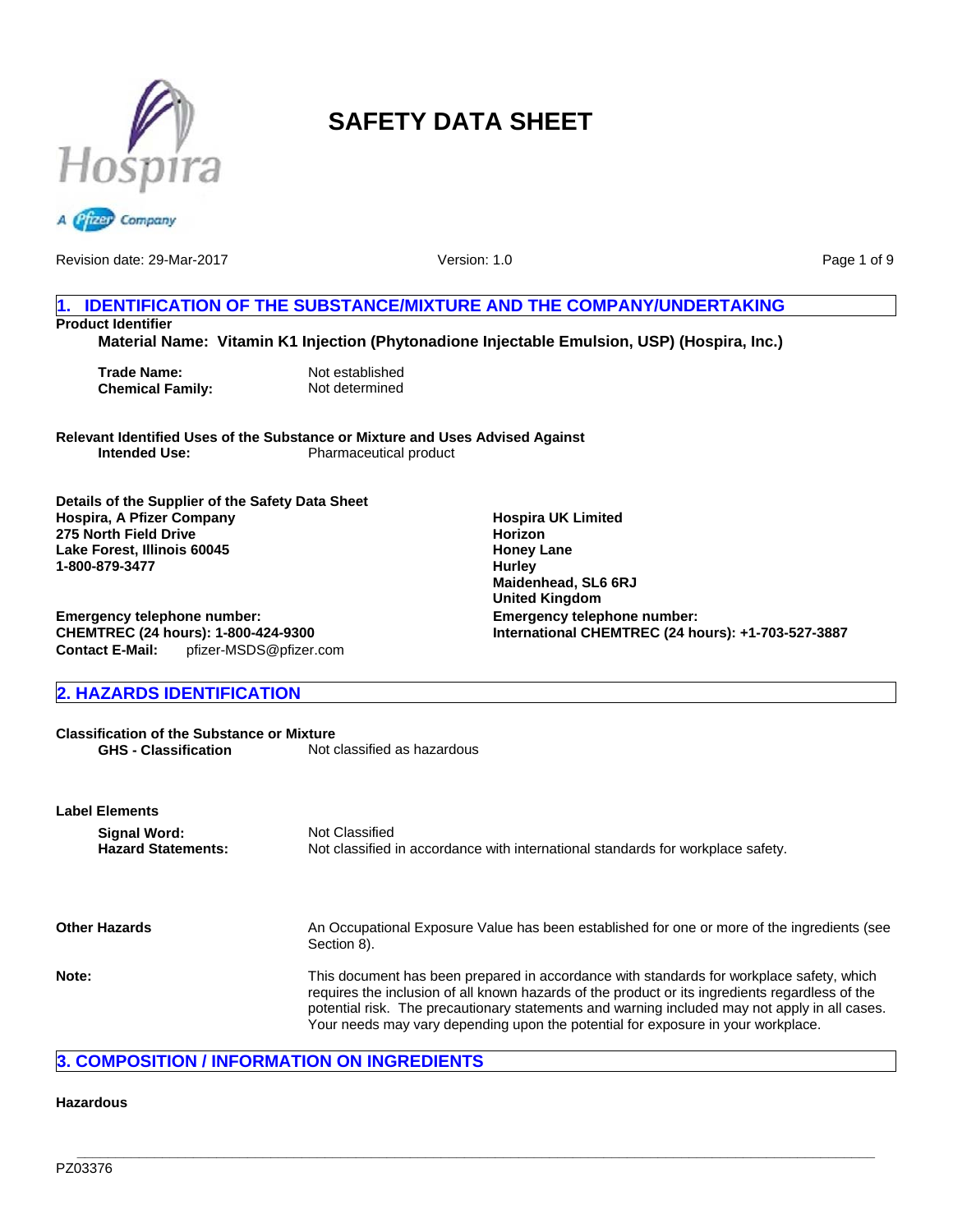# SAFETY DATA SHEET

Revision date: 29-Mar-2017 Version: 1.0

## 1. IDENTIFICATION OF THE SUBSTANCE/MIXTURE AND THE COMPANY/UNDERTAKING

**Product Identifier**

**Material Name: Vitamin K1 Injection (Phytonadione Injectable Emulsion, USP) (Hospira, Inc.)**

**Trade Name:** Not established
**Chemical Family:** Not determined

**Relevant Identified Uses of the Substance or Mixture and Uses Advised Against**
**Intended Use:** Pharmaceutical product

**Details of the Supplier of the Safety Data Sheet**
**Hospira, A Pfizer Company**
**275 North Field Drive**
**Lake Forest, Illinois 60045**
**1-800-879-3477**

**Emergency telephone number:**
**CHEMTREC (24 hours): 1-800-424-9300**
**Contact E-Mail:** pfizer-MSDS@pfizer.com

**Hospira UK Limited**
**Horizon**
**Honey Lane**
**Hurley**
**Maidenhead, SL6 6RJ**
**United Kingdom**
**Emergency telephone number:**
**International CHEMTREC (24 hours): +1-703-527-3887**

## 2. HAZARDS IDENTIFICATION

**Classification of the Substance or Mixture**
**GHS - Classification** Not classified as hazardous

**Label Elements**
**Signal Word:** Not Classified
**Hazard Statements:** Not classified in accordance with international standards for workplace safety.

**Other Hazards** An Occupational Exposure Value has been established for one or more of the ingredients (see Section 8).

**Note:** This document has been prepared in accordance with standards for workplace safety, which requires the inclusion of all known hazards of the product or its ingredients regardless of the potential risk. The precautionary statements and warning included may not apply in all cases. Your needs may vary depending upon the potential for exposure in your workplace.

## 3. COMPOSITION / INFORMATION ON INGREDIENTS

**Hazardous**

PZ03376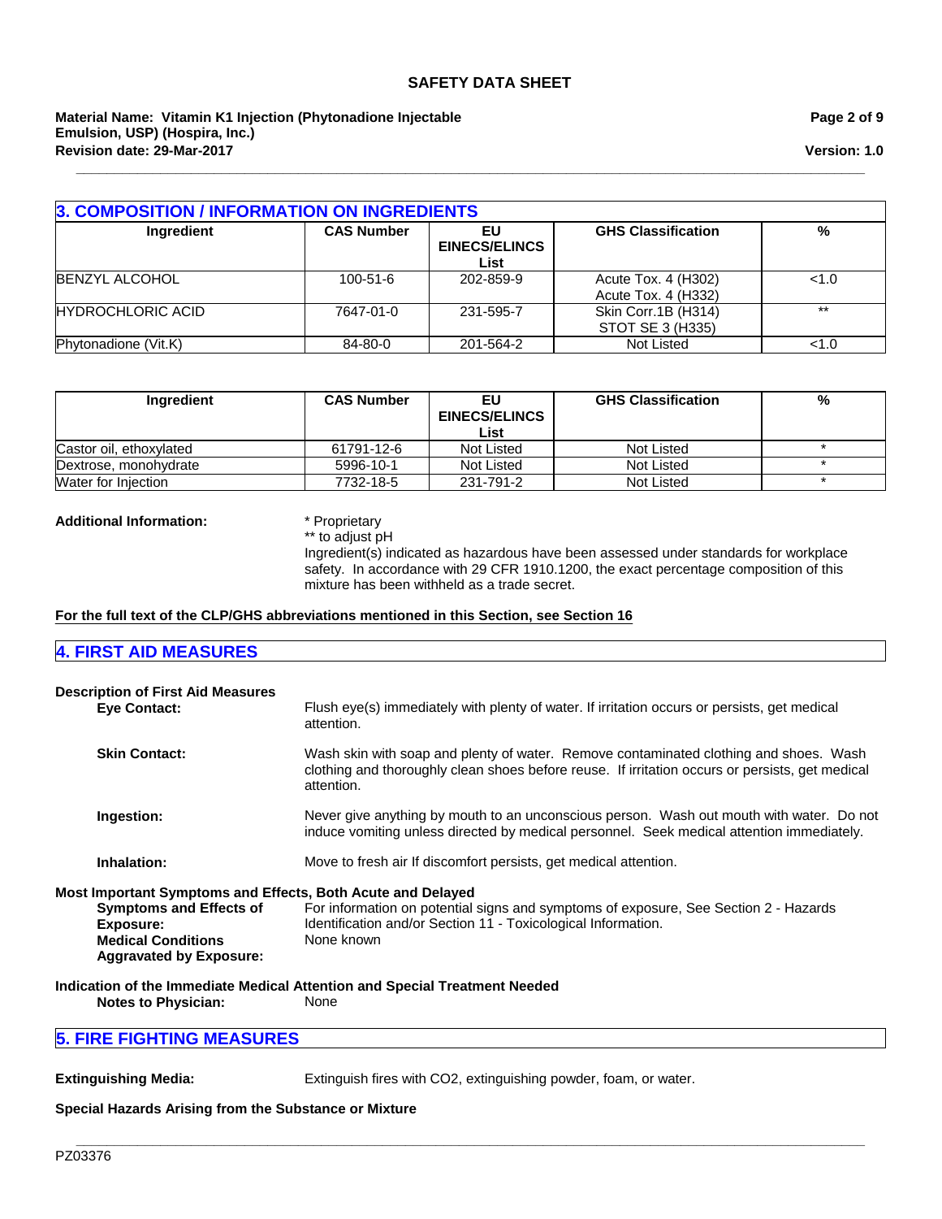## 3. COMPOSITION / INFORMATION ON INGREDIENTS

| Ingredient | CAS Number | EU EINECS/ELINCS List | GHS Classification | % |
|---|---|---|---|---|
| BENZYL ALCOHOL | 100-51-6 | 202-859-9 | Acute Tox. 4 (H302) Acute Tox. 4 (H332) | <1.0 |
| HYDROCHLORIC ACID | 7647-01-0 | 231-595-7 | Skin Corr.1B (H314) STOT SE 3 (H335) | ** |
| Phytonadione (Vit.K) | 84-80-0 | 201-564-2 | Not Listed | <1.0 |

| Ingredient | CAS Number | EU EINECS/ELINCS List | GHS Classification | % |
|---|---|---|---|---|
| Castor oil, ethoxylated | 61791-12-6 | Not Listed | Not Listed | * |
| Dextrose, monohydrate | 5996-10-1 | Not Listed | Not Listed | * |
| Water for Injection | 7732-18-5 | 231-791-2 | Not Listed | * |

**Additional Information:**
* Proprietary
** to adjust pH
Ingredient(s) indicated as hazardous have been assessed under standards for workplace safety. In accordance with 29 CFR 1910.1200, the exact percentage composition of this mixture has been withheld as a trade secret.

**For the full text of the CLP/GHS abbreviations mentioned in this Section, see Section 16**

## 4. FIRST AID MEASURES

**Description of First Aid Measures**

**Eye Contact:** Flush eye(s) immediately with plenty of water. If irritation occurs or persists, get medical attention.

**Skin Contact:** Wash skin with soap and plenty of water. Remove contaminated clothing and shoes. Wash clothing and thoroughly clean shoes before reuse. If irritation occurs or persists, get medical attention.

**Ingestion:** Never give anything by mouth to an unconscious person. Wash out mouth with water. Do not induce vomiting unless directed by medical personnel. Seek medical attention immediately.

**Inhalation:** Move to fresh air If discomfort persists, get medical attention.

**Most Important Symptoms and Effects, Both Acute and Delayed**

**Symptoms and Effects of Exposure:** For information on potential signs and symptoms of exposure, See Section 2 - Hazards Identification and/or Section 11 - Toxicological Information.

**Medical Conditions Aggravated by Exposure:** None known

**Indication of the Immediate Medical Attention and Special Treatment Needed**

**Notes to Physician:** None

## 5. FIRE FIGHTING MEASURES

**Extinguishing Media:** Extinguish fires with $CO_2$, extinguishing powder, foam, or water.

**Special Hazards Arising from the Substance or Mixture**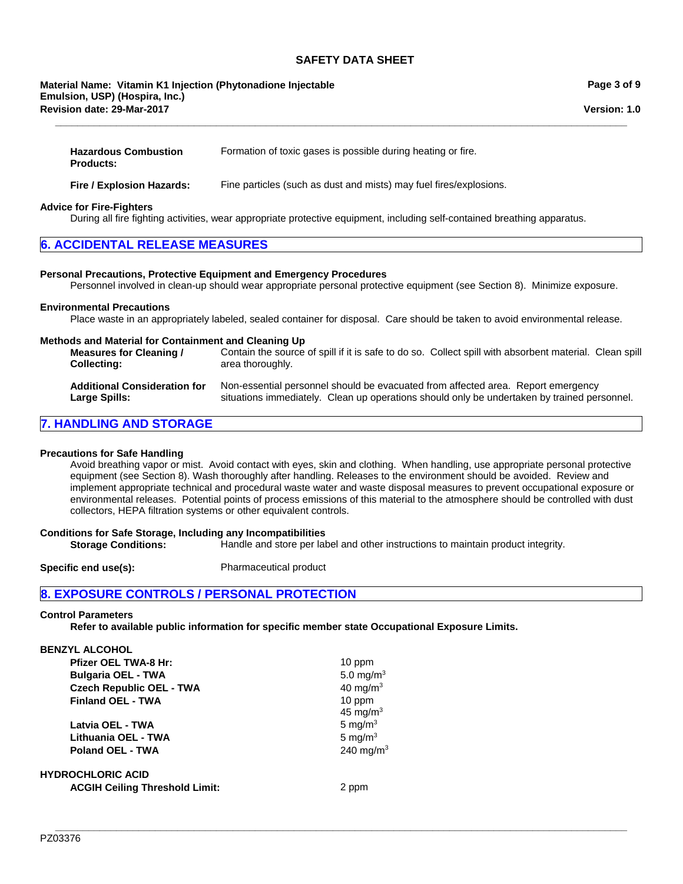| | |
|---|---|
| **Hazardous Combustion Products:** | Formation of toxic gases is possible during heating or fire. |
| **Fire / Explosion Hazards:** | Fine particles (such as dust and mists) may fuel fires/explosions. |

**Advice for Fire-Fighters**

During all fire fighting activities, wear appropriate protective equipment, including self-contained breathing apparatus.

## 6. ACCIDENTAL RELEASE MEASURES

**Personal Precautions, Protective Equipment and Emergency Procedures**

Personnel involved in clean-up should wear appropriate personal protective equipment (see Section 8). Minimize exposure.

**Environmental Precautions**

Place waste in an appropriately labeled, sealed container for disposal. Care should be taken to avoid environmental release.

**Methods and Material for Containment and Cleaning Up**

| | |
|---|---|
| **Measures for Cleaning / Collecting:** | Contain the source of spill if it is safe to do so. Collect spill with absorbent material. Clean spill area thoroughly. |
| **Additional Consideration for Large Spills:** | Non-essential personnel should be evacuated from affected area. Report emergency situations immediately. Clean up operations should only be undertaken by trained personnel. |

## 7. HANDLING AND STORAGE

**Precautions for Safe Handling**

Avoid breathing vapor or mist. Avoid contact with eyes, skin and clothing. When handling, use appropriate personal protective equipment (see Section 8). Wash thoroughly after handling. Releases to the environment should be avoided. Review and implement appropriate technical and procedural waste water and waste disposal measures to prevent occupational exposure or environmental releases. Potential points of process emissions of this material to the atmosphere should be controlled with dust collectors, HEPA filtration systems or other equivalent controls.

**Conditions for Safe Storage, Including any Incompatibilities**

**Storage Conditions:** Handle and store per label and other instructions to maintain product integrity.

**Specific end use(s):** Pharmaceutical product

## 8. EXPOSURE CONTROLS / PERSONAL PROTECTION

**Control Parameters**

**Refer to available public information for specific member state Occupational Exposure Limits.**

**BENZYL ALCOHOL**

| | |
|---|---|
| **Pfizer OEL TWA-8 Hr:** | 10 ppm |
| **Bulgaria OEL - TWA** | 5.0 mg/m$^3$ |
| **Czech Republic OEL - TWA** | 40 mg/m$^3$ |
| **Finland OEL - TWA** | 10 ppm<br>45 mg/m$^3$ |
| **Latvia OEL - TWA** | 5 mg/m$^3$ |
| **Lithuania OEL - TWA** | 5 mg/m$^3$ |
| **Poland OEL - TWA** | 240 mg/m$^3$ |

**HYDROCHLORIC ACID**

| | |
|---|---|
| **ACGIH Ceiling Threshold Limit:** | 2 ppm |

PZ03376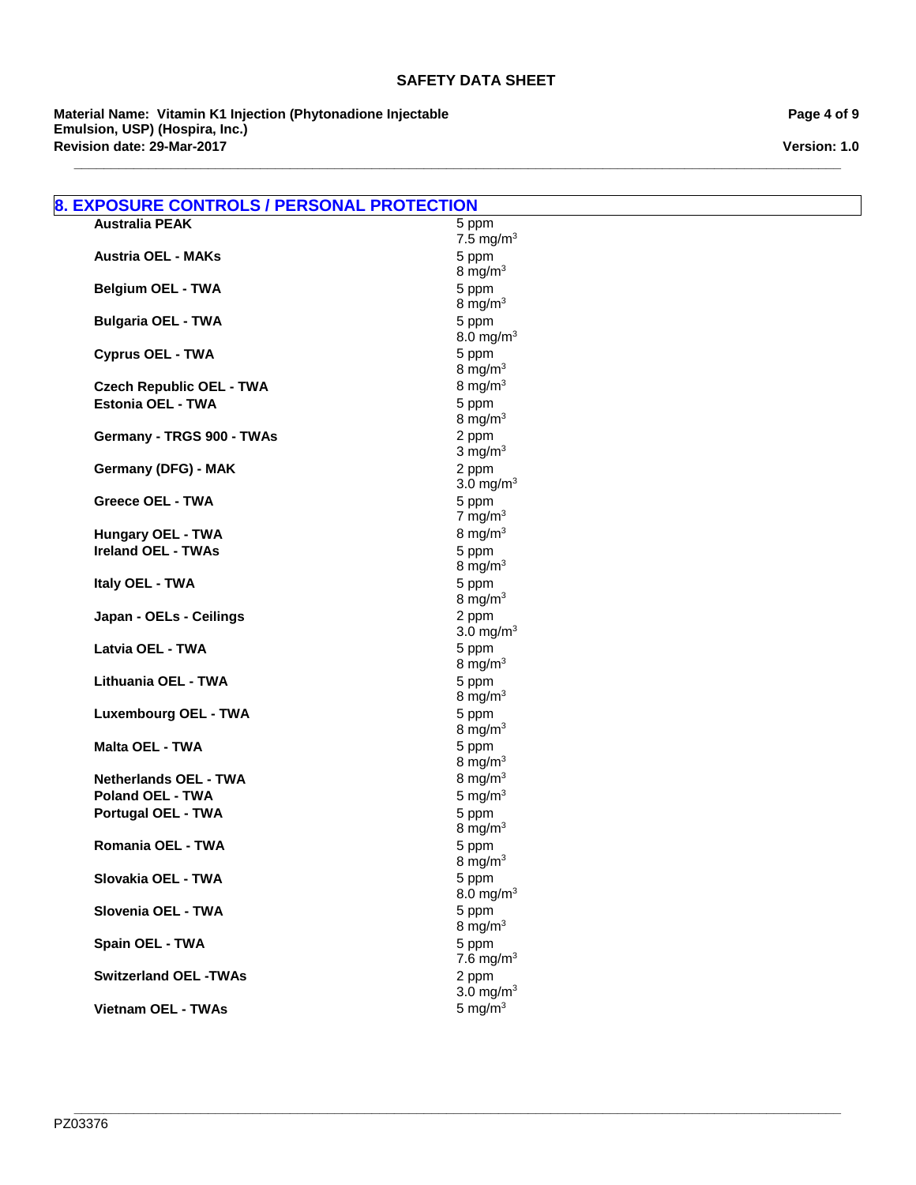## 8. EXPOSURE CONTROLS / PERSONAL PROTECTION

| | |
|---|---|
| **Australia PEAK** | 5 ppm<br>7.5 mg/m$^3$ |
| **Austria OEL - MAKs** | 5 ppm<br>8 mg/m$^3$ |
| **Belgium OEL - TWA** | 5 ppm<br>8 mg/m$^3$ |
| **Bulgaria OEL - TWA** | 5 ppm<br>8.0 mg/m$^3$ |
| **Cyprus OEL - TWA** | 5 ppm<br>8 mg/m$^3$ |
| **Czech Republic OEL - TWA** | 8 mg/m$^3$ |
| **Estonia OEL - TWA** | 5 ppm<br>8 mg/m$^3$ |
| **Germany - TRGS 900 - TWAs** | 2 ppm<br>3 mg/m$^3$ |
| **Germany (DFG) - MAK** | 2 ppm<br>3.0 mg/m$^3$ |
| **Greece OEL - TWA** | 5 ppm<br>7 mg/m$^3$ |
| **Hungary OEL - TWA** | 8 mg/m$^3$ |
| **Ireland OEL - TWAs** | 5 ppm<br>8 mg/m$^3$ |
| **Italy OEL - TWA** | 5 ppm<br>8 mg/m$^3$ |
| **Japan - OELs - Ceilings** | 2 ppm<br>3.0 mg/m$^3$ |
| **Latvia OEL - TWA** | 5 ppm<br>8 mg/m$^3$ |
| **Lithuania OEL - TWA** | 5 ppm<br>8 mg/m$^3$ |
| **Luxembourg OEL - TWA** | 5 ppm<br>8 mg/m$^3$ |
| **Malta OEL - TWA** | 5 ppm<br>8 mg/m$^3$ |
| **Netherlands OEL - TWA** | 8 mg/m$^3$ |
| **Poland OEL - TWA** | 5 mg/m$^3$ |
| **Portugal OEL - TWA** | 5 ppm<br>8 mg/m$^3$ |
| **Romania OEL - TWA** | 5 ppm<br>8 mg/m$^3$ |
| **Slovakia OEL - TWA** | 5 ppm<br>8.0 mg/m$^3$ |
| **Slovenia OEL - TWA** | 5 ppm<br>8 mg/m$^3$ |
| **Spain OEL - TWA** | 5 ppm<br>7.6 mg/m$^3$ |
| **Switzerland OEL -TWAs** | 2 ppm<br>3.0 mg/m$^3$ |
| **Vietnam OEL - TWAs** | 5 mg/m$^3$ |

PZ03376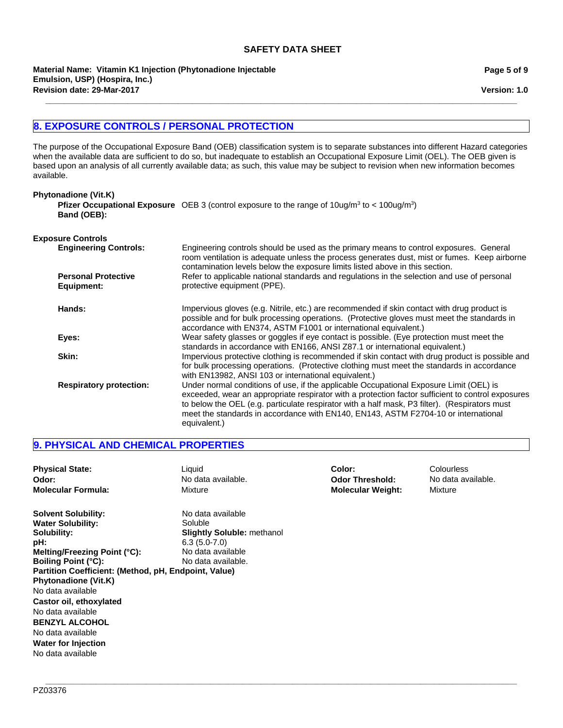## 8. EXPOSURE CONTROLS / PERSONAL PROTECTION

The purpose of the Occupational Exposure Band (OEB) classification system is to separate substances into different Hazard categories when the available data are sufficient to do so, but inadequate to establish an Occupational Exposure Limit (OEL). The OEB given is based upon an analysis of all currently available data; as such, this value may be subject to revision when new information becomes available.

**Phytonadione (Vit.K)**

**Pfizer Occupational Exposure Band (OEB):** OEB 3 (control exposure to the range of 10ug/m$^3$ to < 100ug/m$^3$)

**Exposure Controls**

**Engineering Controls:** Engineering controls should be used as the primary means to control exposures. General room ventilation is adequate unless the process generates dust, mist or fumes. Keep airborne contamination levels below the exposure limits listed above in this section.

**Personal Protective Equipment:** Refer to applicable national standards and regulations in the selection and use of personal protective equipment (PPE).

**Hands:** Impervious gloves (e.g. Nitrile, etc.) are recommended if skin contact with drug product is possible and for bulk processing operations. (Protective gloves must meet the standards in accordance with EN374, ASTM F1001 or international equivalent.)

**Eyes:** Wear safety glasses or goggles if eye contact is possible. (Eye protection must meet the standards in accordance with EN166, ANSI Z87.1 or international equivalent.)

**Skin:** Impervious protective clothing is recommended if skin contact with drug product is possible and for bulk processing operations. (Protective clothing must meet the standards in accordance with EN13982, ANSI 103 or international equivalent.)

**Respiratory protection:** Under normal conditions of use, if the applicable Occupational Exposure Limit (OEL) is exceeded, wear an appropriate respirator with a protection factor sufficient to control exposures to below the OEL (e.g. particulate respirator with a half mask, P3 filter). (Respirators must meet the standards in accordance with EN140, EN143, ASTM F2704-10 or international equivalent.)

## 9. PHYSICAL AND CHEMICAL PROPERTIES

**Physical State:** Liquid
**Odor:** No data available.
**Molecular Formula:** Mixture
**Color:** Colourless
**Odor Threshold:** No data available.
**Molecular Weight:** Mixture

**Solvent Solubility:** No data available
**Water Solubility:** Soluble
**Solubility:** **Slightly Soluble:** methanol
**pH:** 6.3 (5.0-7.0)
**Melting/Freezing Point (°C):** No data available
**Boiling Point (°C):** No data available.
**Partition Coefficient: (Method, pH, Endpoint, Value)**
**Phytonadione (Vit.K)**
No data available
**Castor oil, ethoxylated**
No data available
**BENZYL ALCOHOL**
No data available
**Water for Injection**
No data available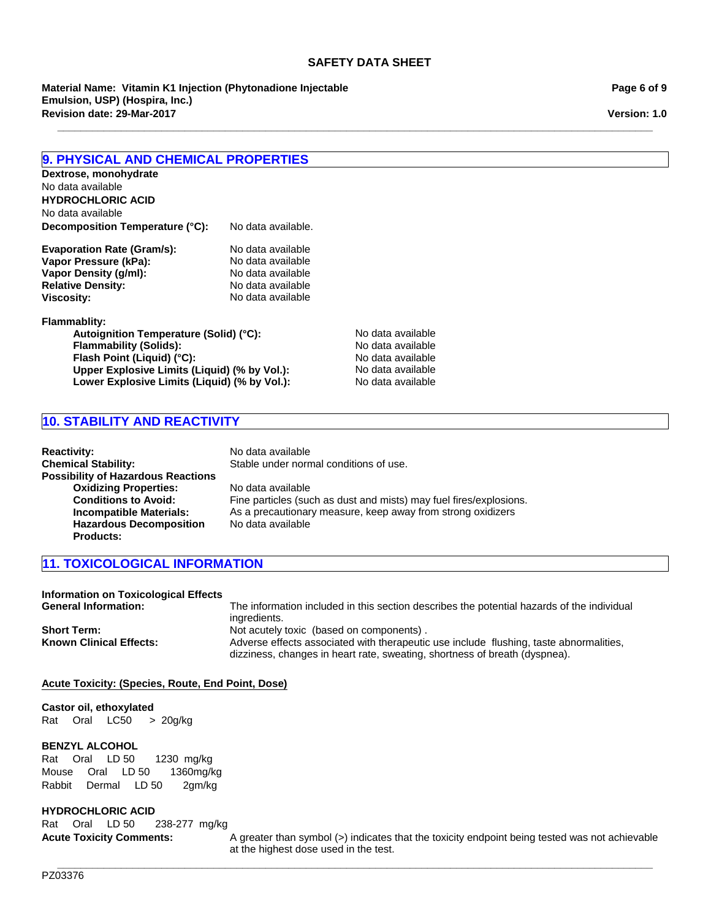## 9. PHYSICAL AND CHEMICAL PROPERTIES

**Dextrose, monohydrate**
No data available
**HYDROCHLORIC ACID**
No data available
**Decomposition Temperature (°C):** No data available.

**Evaporation Rate (Gram/s):** No data available
**Vapor Pressure (kPa):** No data available
**Vapor Density (g/ml):** No data available
**Relative Density:** No data available
**Viscosity:** No data available

**Flammablity:**
- **Autoignition Temperature (Solid) (°C):** No data available
- **Flammability (Solids):** No data available
- **Flash Point (Liquid) (°C):** No data available
- **Upper Explosive Limits (Liquid) (% by Vol.):** No data available
- **Lower Explosive Limits (Liquid) (% by Vol.):** No data available

## 10. STABILITY AND REACTIVITY

**Reactivity:** No data available
**Chemical Stability:** Stable under normal conditions of use.
**Possibility of Hazardous Reactions**
- **Oxidizing Properties:** No data available
- **Conditions to Avoid:** Fine particles (such as dust and mists) may fuel fires/explosions.
- **Incompatible Materials:** As a precautionary measure, keep away from strong oxidizers
- **Hazardous Decomposition Products:** No data available

## 11. TOXICOLOGICAL INFORMATION

**Information on Toxicological Effects**
**General Information:** The information included in this section describes the potential hazards of the individual ingredients.
**Short Term:** Not acutely toxic (based on components) .
**Known Clinical Effects:** Adverse effects associated with therapeutic use include flushing, taste abnormalities, dizziness, changes in heart rate, sweating, shortness of breath (dyspnea).

**Acute Toxicity: (Species, Route, End Point, Dose)**

**Castor oil, ethoxylated**
Rat Oral LC50 > 20g/kg

**BENZYL ALCOHOL**
Rat Oral LD 50 1230 mg/kg
Mouse Oral LD 50 1360mg/kg
Rabbit Dermal LD 50 2gm/kg

**HYDROCHLORIC ACID**
Rat Oral LD 50 238-277 mg/kg

**Acute Toxicity Comments:** A greater than symbol (>) indicates that the toxicity endpoint being tested was not achievable at the highest dose used in the test.

PZ03376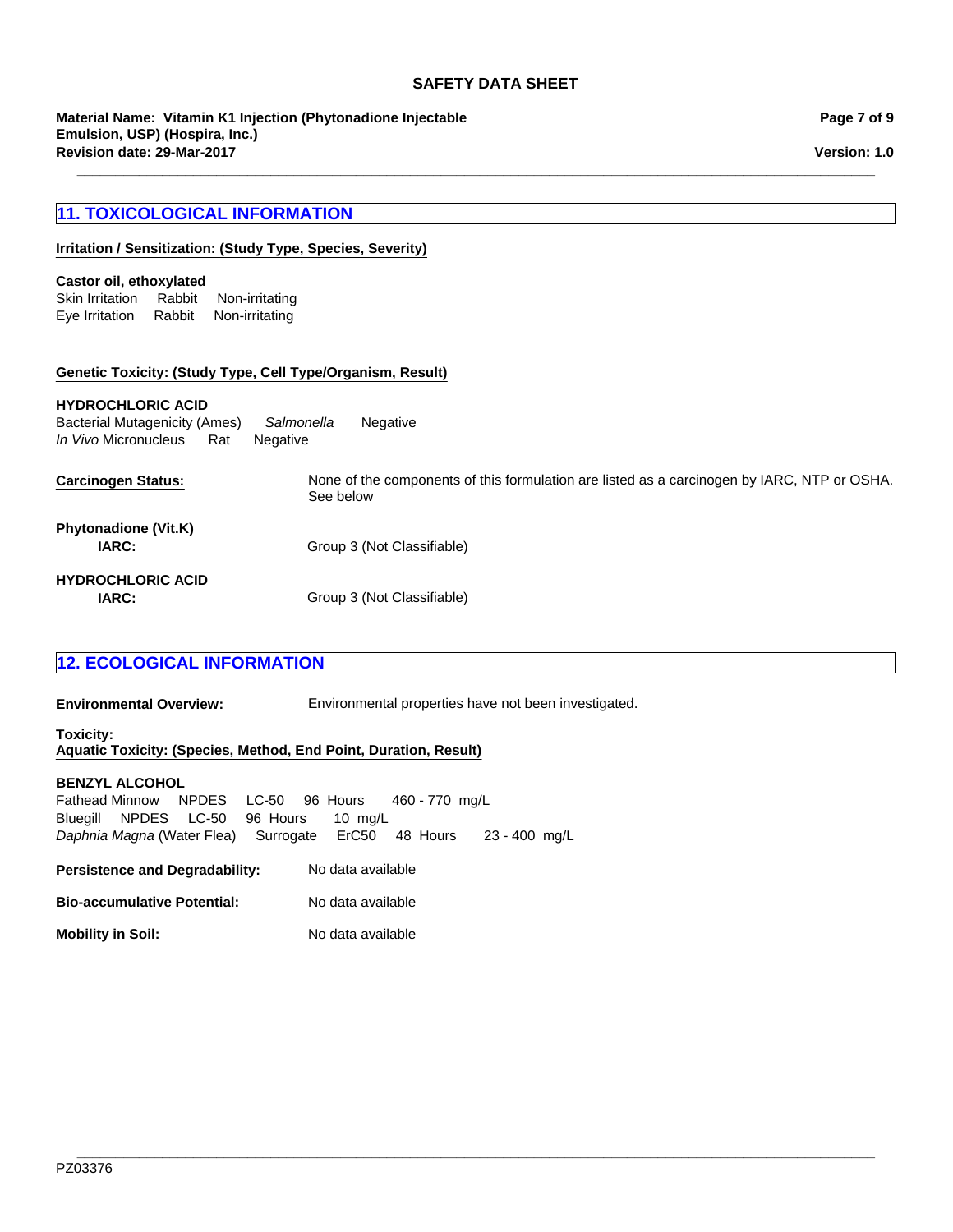## 11. TOXICOLOGICAL INFORMATION

**Irritation / Sensitization: (Study Type, Species, Severity)**

**Castor oil, ethoxylated**

Skin Irritation Rabbit Non-irritating
Eye Irritation Rabbit Non-irritating

**Genetic Toxicity: (Study Type, Cell Type/Organism, Result)**

**HYDROCHLORIC ACID**

Bacterial Mutagenicity (Ames) *Salmonella* Negative
*In Vivo* Micronucleus Rat Negative

**Carcinogen Status:** None of the components of this formulation are listed as a carcinogen by IARC, NTP or OSHA. See below

**Phytonadione (Vit.K)**
**IARC:** Group 3 (Not Classifiable)

**HYDROCHLORIC ACID**
**IARC:** Group 3 (Not Classifiable)

## 12. ECOLOGICAL INFORMATION

**Environmental Overview:** Environmental properties have not been investigated.

**Toxicity:**
**Aquatic Toxicity: (Species, Method, End Point, Duration, Result)**

**BENZYL ALCOHOL**

Fathead Minnow NPDES LC-50 96 Hours 460 - 770 mg/L
Bluegill NPDES LC-50 96 Hours 10 mg/L
*Daphnia Magna* (Water Flea) Surrogate ErC50 48 Hours 23 - 400 mg/L

**Persistence and Degradability:** No data available

**Bio-accumulative Potential:** No data available

**Mobility in Soil:** No data available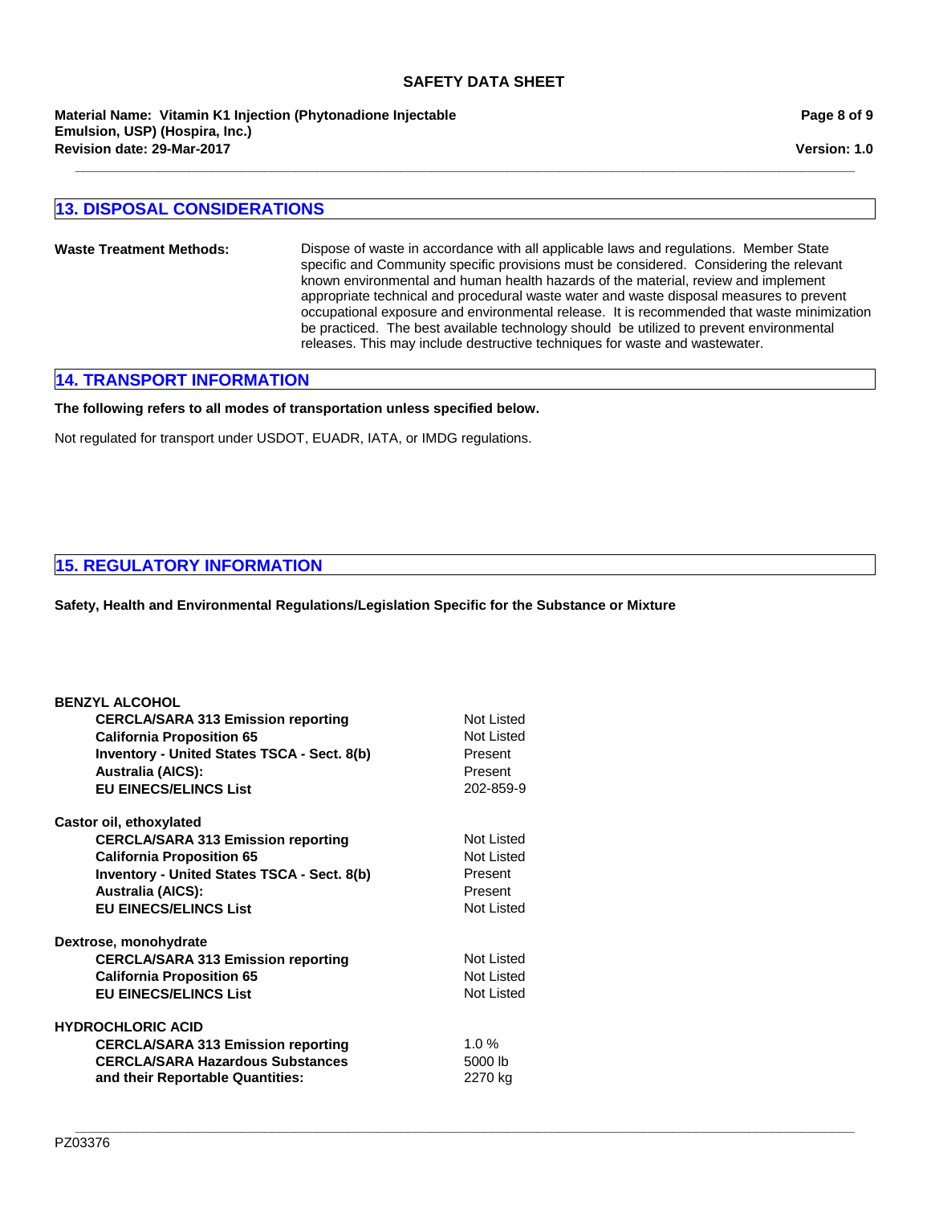## 13. DISPOSAL CONSIDERATIONS

**Waste Treatment Methods:** Dispose of waste in accordance with all applicable laws and regulations. Member State specific and Community specific provisions must be considered. Considering the relevant known environmental and human health hazards of the material, review and implement appropriate technical and procedural waste water and waste disposal measures to prevent occupational exposure and environmental release. It is recommended that waste minimization be practiced. The best available technology should be utilized to prevent environmental releases. This may include destructive techniques for waste and wastewater.

## 14. TRANSPORT INFORMATION

**The following refers to all modes of transportation unless specified below.**

Not regulated for transport under USDOT, EUADR, IATA, or IMDG regulations.

## 15. REGULATORY INFORMATION

**Safety, Health and Environmental Regulations/Legislation Specific for the Substance or Mixture**

**BENZYL ALCOHOL**

| | |
|---|---|
| **CERCLA/SARA 313 Emission reporting** | Not Listed |
| **California Proposition 65** | Not Listed |
| **Inventory - United States TSCA - Sect. 8(b)** | Present |
| **Australia (AICS):** | Present |
| **EU EINECS/ELINCS List** | 202-859-9 |

**Castor oil, ethoxylated**

| | |
|---|---|
| **CERCLA/SARA 313 Emission reporting** | Not Listed |
| **California Proposition 65** | Not Listed |
| **Inventory - United States TSCA - Sect. 8(b)** | Present |
| **Australia (AICS):** | Present |
| **EU EINECS/ELINCS List** | Not Listed |

**Dextrose, monohydrate**

| | |
|---|---|
| **CERCLA/SARA 313 Emission reporting** | Not Listed |
| **California Proposition 65** | Not Listed |
| **EU EINECS/ELINCS List** | Not Listed |

**HYDROCHLORIC ACID**

| | |
|---|---|
| **CERCLA/SARA 313 Emission reporting** | 1.0 % |
| **CERCLA/SARA Hazardous Substances and their Reportable Quantities:** | 5000 lb<br>2270 kg |

PZ03376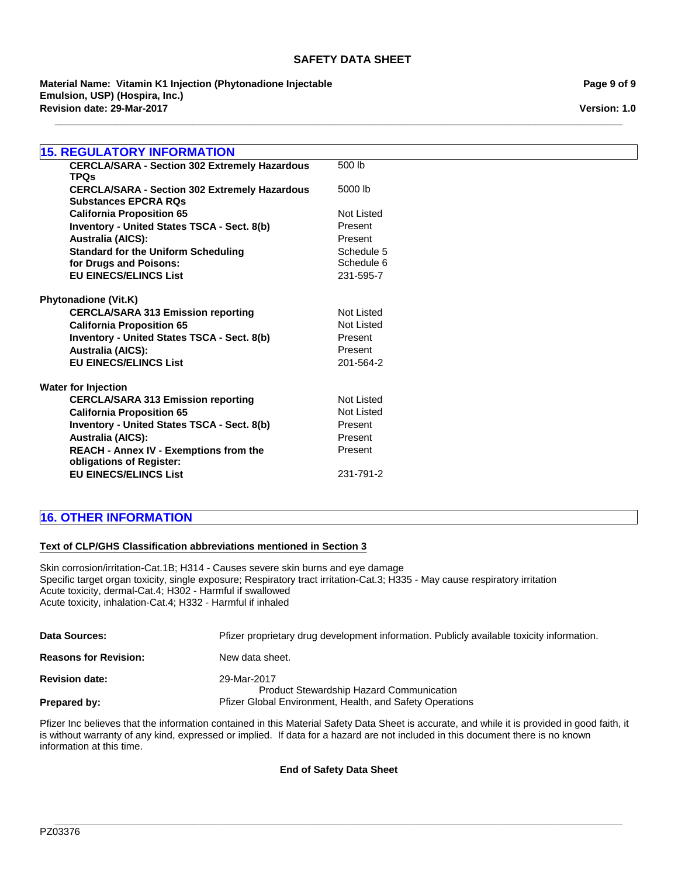## 15. REGULATORY INFORMATION

| | |
|---|---|
| **CERCLA/SARA - Section 302 Extremely Hazardous TPQs** | 500 lb |
| **CERCLA/SARA - Section 302 Extremely Hazardous Substances EPCRA RQs** | 5000 lb |
| **California Proposition 65** | Not Listed |
| **Inventory - United States TSCA - Sect. 8(b)** | Present |
| **Australia (AICS):** | Present |
| **Standard for the Uniform Scheduling for Drugs and Poisons:** | Schedule 5<br>Schedule 6 |
| **EU EINECS/ELINCS List** | 231-595-7 |

**Phytonadione (Vit.K)**

| | |
|---|---|
| **CERCLA/SARA 313 Emission reporting** | Not Listed |
| **California Proposition 65** | Not Listed |
| **Inventory - United States TSCA - Sect. 8(b)** | Present |
| **Australia (AICS):** | Present |
| **EU EINECS/ELINCS List** | 201-564-2 |

**Water for Injection**

| | |
|---|---|
| **CERCLA/SARA 313 Emission reporting** | Not Listed |
| **California Proposition 65** | Not Listed |
| **Inventory - United States TSCA - Sect. 8(b)** | Present |
| **Australia (AICS):** | Present |
| **REACH - Annex IV - Exemptions from the obligations of Register:** | Present |
| **EU EINECS/ELINCS List** | 231-791-2 |

## 16. OTHER INFORMATION

**Text of CLP/GHS Classification abbreviations mentioned in Section 3**

Skin corrosion/irritation-Cat.1B; H314 - Causes severe skin burns and eye damage
Specific target organ toxicity, single exposure; Respiratory tract irritation-Cat.3; H335 - May cause respiratory irritation
Acute toxicity, dermal-Cat.4; H302 - Harmful if swallowed
Acute toxicity, inhalation-Cat.4; H332 - Harmful if inhaled

**Data Sources:** Pfizer proprietary drug development information. Publicly available toxicity information.

**Reasons for Revision:** New data sheet.

**Revision date:** 29-Mar-2017

**Prepared by:** Product Stewardship Hazard Communication
Pfizer Global Environment, Health, and Safety Operations

Pfizer Inc believes that the information contained in this Material Safety Data Sheet is accurate, and while it is provided in good faith, it is without warranty of any kind, expressed or implied. If data for a hazard are not included in this document there is no known information at this time.

**End of Safety Data Sheet**